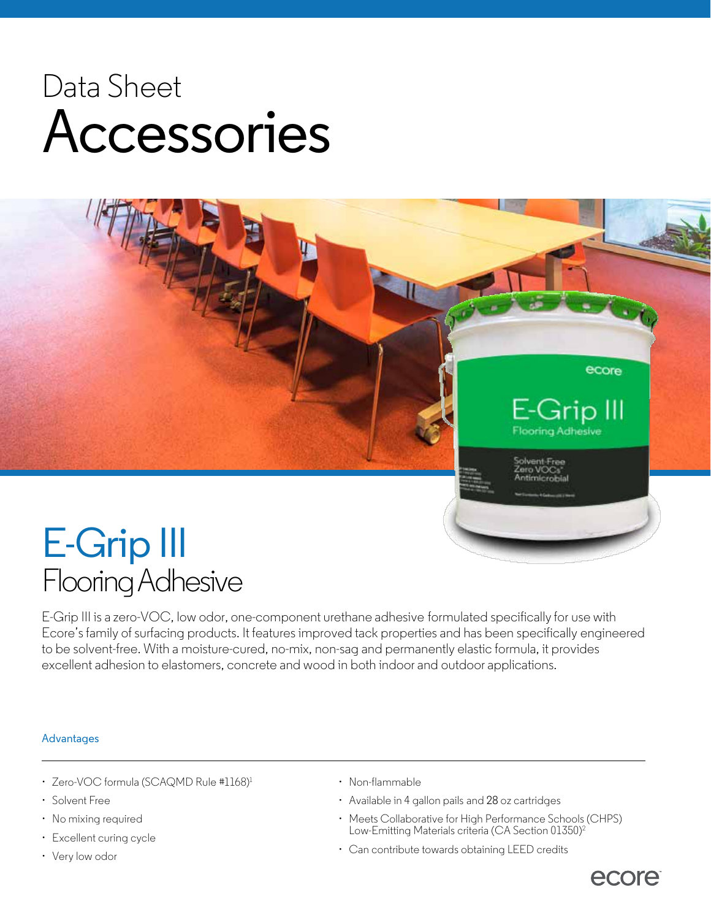Data Sheet

# Accessories

# E-Grip III

## Flooring Adhesive

E-Grip III is a zero-VOC, low odor, one-component urethane adhesive formulated specifically for use with Ecore's family of surfacing products. It features improved tack properties and has been specifically engineered to be solvent-free. With a moisture-cured, no-mix, non-sag and permanently elastic formula, it provides excellent adhesion to elastomers, concrete and wood in both indoor and outdoor applications.

### Advantages

- Zero-VOC formula (SCAQMD Rule #1168)[1]
- Solvent Free
- No mixing required
- Excellent curing cycle
- Very low odor
- Non-flammable
- Available in 4 gallon pails and 28 oz cartridges
- Meets Collaborative for High Performance Schools (CHPS) Low-Emitting Materials criteria (CA Section 01350)[2]
- Can contribute towards obtaining LEED credits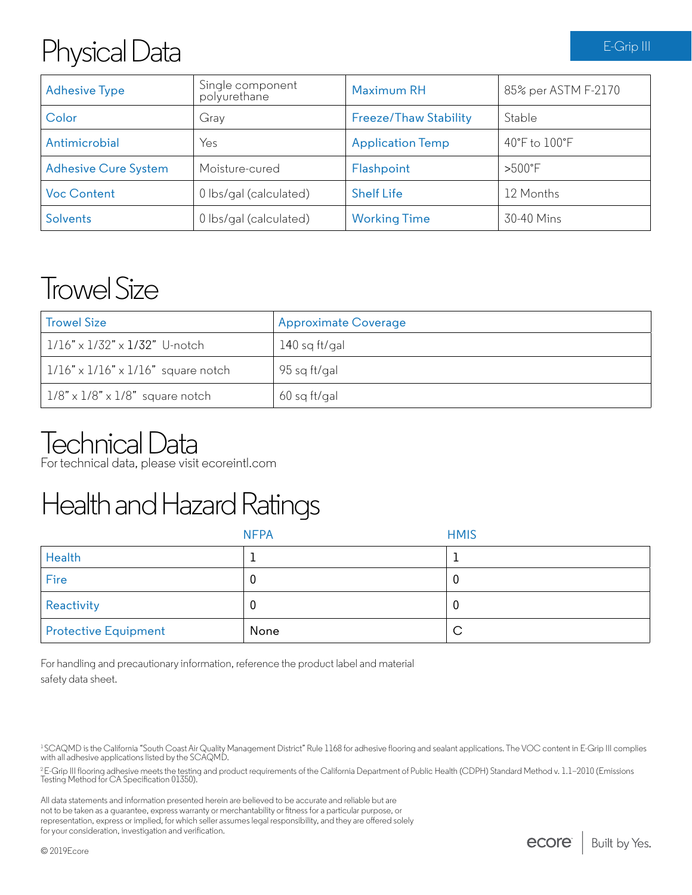# Physical Data

| | | | |
|---|---|---|---|
| Adhesive Type | Single component polyurethane | Maximum RH | 85% per ASTM F-2170 |
| Color | Gray | Freeze/Thaw Stability | Stable |
| Antimicrobial | Yes | Application Temp | 40°F to 100°F |
| Adhesive Cure System | Moisture-cured | Flashpoint | >500°F |
| Voc Content | 0 lbs/gal (calculated) | Shelf Life | 12 Months |
| Solvents | 0 lbs/gal (calculated) | Working Time | 30-40 Mins |

# Trowel Size

| Trowel Size | Approximate Coverage |
|---|---|
| 1/16" x 1/32" x 1/32" U-notch | 140 sq ft/gal |
| 1/16" x 1/16" x 1/16" square notch | 95 sq ft/gal |
| 1/8" x 1/8" x 1/8" square notch | 60 sq ft/gal |

# Technical Data

For technical data, please visit ecoreintl.com

# Health and Hazard Ratings

| | NFPA | HMIS |
|---|---|---|
| Health | 1 | 1 |
| Fire | 0 | 0 |
| Reactivity | 0 | 0 |
| Protective Equipment | None | C |

For handling and precautionary information, reference the product label and material safety data sheet.

[1] SCAQMD is the California "South Coast Air Quality Management District" Rule 1168 for adhesive flooring and sealant applications. The VOC content in E-Grip III complies with all adhesive applications listed by the SCAQMD.

[2] E-Grip III flooring adhesive meets the testing and product requirements of the California Department of Public Health (CDPH) Standard Method v. 1.1–2010 (Emissions Testing Method for CA Specification 01350).

All data statements and information presented herein are believed to be accurate and reliable but are not to be taken as a guarantee, express warranty or merchantability or fitness for a particular purpose, or representation, express or implied, for which seller assumes legal responsibility, and they are offered solely for your consideration, investigation and verification.

© 2019Ecore

ecore | Built by Yes.